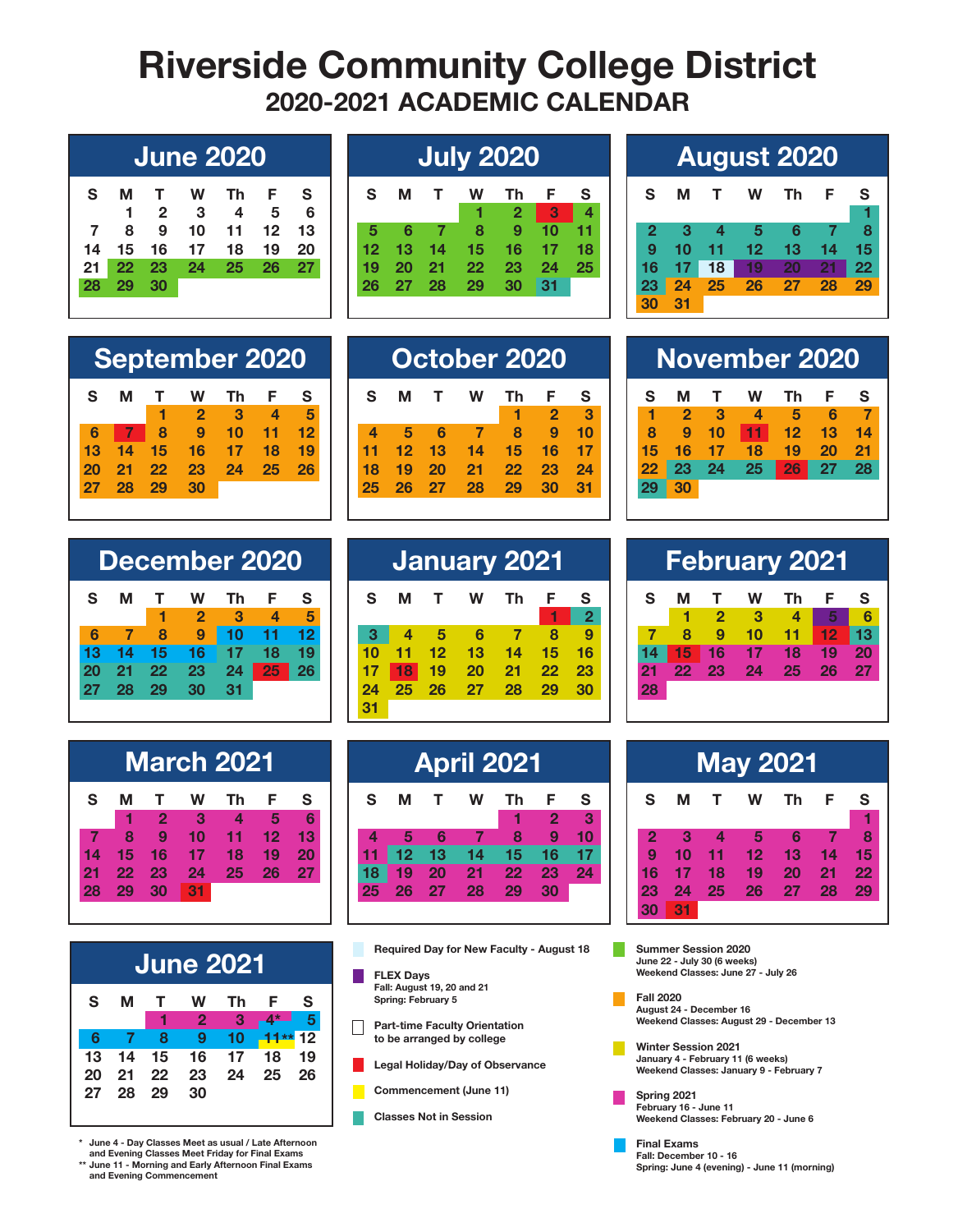# Riverside Community College District

## 2020-2021 ACADEMIC CALENDAR

### June 2020

| S | M | T | W | Th | F | S |
|---|---|---|---|---|---|---|
| | 1 | 2 | 3 | 4 | 5 | 6 |
| 7 | 8 | 9 | 10 | 11 | 12 | 13 |
| 14 | 15 | 16 | 17 | 18 | 19 | 20 |
| 21 | 22 | 23 | 24 | 25 | 26 | 27 |
| 28 | 29 | 30 | | | | |

### July 2020

| S | M | T | W | Th | F | S |
|---|---|---|---|---|---|---|
| | | | 1 | 2 | 3 | 4 |
| 5 | 6 | 7 | 8 | 9 | 10 | 11 |
| 12 | 13 | 14 | 15 | 16 | 17 | 18 |
| 19 | 20 | 21 | 22 | 23 | 24 | 25 |
| 26 | 27 | 28 | 29 | 30 | 31 | |

### August 2020

| S | M | T | W | Th | F | S |
|---|---|---|---|---|---|---|
| | | | | | | 1 |
| 2 | 3 | 4 | 5 | 6 | 7 | 8 |
| 9 | 10 | 11 | 12 | 13 | 14 | 15 |
| 16 | 17 | 18 | 19 | 20 | 21 | 22 |
| 23 | 24 | 25 | 26 | 27 | 28 | 29 |
| 30 | 31 | | | | | |

### September 2020

| S | M | T | W | Th | F | S |
|---|---|---|---|---|---|---|
| | | 1 | 2 | 3 | 4 | 5 |
| 6 | 7 | 8 | 9 | 10 | 11 | 12 |
| 13 | 14 | 15 | 16 | 17 | 18 | 19 |
| 20 | 21 | 22 | 23 | 24 | 25 | 26 |
| 27 | 28 | 29 | 30 | | | |

### October 2020

| S | M | T | W | Th | F | S |
|---|---|---|---|---|---|---|
| | | | | 1 | 2 | 3 |
| 4 | 5 | 6 | 7 | 8 | 9 | 10 |
| 11 | 12 | 13 | 14 | 15 | 16 | 17 |
| 18 | 19 | 20 | 21 | 22 | 23 | 24 |
| 25 | 26 | 27 | 28 | 29 | 30 | 31 |

### November 2020

| S | M | T | W | Th | F | S |
|---|---|---|---|---|---|---|
| 1 | 2 | 3 | 4 | 5 | 6 | 7 |
| 8 | 9 | 10 | 11 | 12 | 13 | 14 |
| 15 | 16 | 17 | 18 | 19 | 20 | 21 |
| 22 | 23 | 24 | 25 | 26 | 27 | 28 |
| 29 | 30 | | | | | |

### December 2020

| S | M | T | W | Th | F | S |
|---|---|---|---|---|---|---|
| | | 1 | 2 | 3 | 4 | 5 |
| 6 | 7 | 8 | 9 | 10 | 11 | 12 |
| 13 | 14 | 15 | 16 | 17 | 18 | 19 |
| 20 | 21 | 22 | 23 | 24 | 25 | 26 |
| 27 | 28 | 29 | 30 | 31 | | |

### January 2021

| S | M | T | W | Th | F | S |
|---|---|---|---|---|---|---|
| | | | | | 1 | 2 |
| 3 | 4 | 5 | 6 | 7 | 8 | 9 |
| 10 | 11 | 12 | 13 | 14 | 15 | 16 |
| 17 | 18 | 19 | 20 | 21 | 22 | 23 |
| 24 | 25 | 26 | 27 | 28 | 29 | 30 |
| 31 | | | | | | |

### February 2021

| S | M | T | W | Th | F | S |
|---|---|---|---|---|---|---|
| | 1 | 2 | 3 | 4 | 5 | 6 |
| 7 | 8 | 9 | 10 | 11 | 12 | 13 |
| 14 | 15 | 16 | 17 | 18 | 19 | 20 |
| 21 | 22 | 23 | 24 | 25 | 26 | 27 |
| 28 | | | | | | |

### March 2021

| S | M | T | W | Th | F | S |
|---|---|---|---|---|---|---|
| | 1 | 2 | 3 | 4 | 5 | 6 |
| 7 | 8 | 9 | 10 | 11 | 12 | 13 |
| 14 | 15 | 16 | 17 | 18 | 19 | 20 |
| 21 | 22 | 23 | 24 | 25 | 26 | 27 |
| 28 | 29 | 30 | 31 | | | |

### April 2021

| S | M | T | W | Th | F | S |
|---|---|---|---|---|---|---|
| | | | | 1 | 2 | 3 |
| 4 | 5 | 6 | 7 | 8 | 9 | 10 |
| 11 | 12 | 13 | 14 | 15 | 16 | 17 |
| 18 | 19 | 20 | 21 | 22 | 23 | 24 |
| 25 | 26 | 27 | 28 | 29 | 30 | |

### May 2021

| S | M | T | W | Th | F | S |
|---|---|---|---|---|---|---|
| | | | | | | 1 |
| 2 | 3 | 4 | 5 | 6 | 7 | 8 |
| 9 | 10 | 11 | 12 | 13 | 14 | 15 |
| 16 | 17 | 18 | 19 | 20 | 21 | 22 |
| 23 | 24 | 25 | 26 | 27 | 28 | 29 |
| 30 | 31 | | | | | |

### June 2021

| S | M | T | W | Th | F | S |
|---|---|---|---|---|---|---|
| | | 1 | 2 | 3 | 4* | 5 |
| 6 | 7 | 8 | 9 | 10 | 11** | 12 |
| 13 | 14 | 15 | 16 | 17 | 18 | 19 |
| 20 | 21 | 22 | 23 | 24 | 25 | 26 |
| 27 | 28 | 29 | 30 | | | |

\* June 4 - Day Classes Meet as usual / Late Afternoon and Evening Classes Meet Friday for Final Exams
\*\* June 11 - Morning and Early Afternoon Final Exams and Evening Commencement

### Legend

- **Required Day for New Faculty** - August 18
- **FLEX Days**
  Fall: August 19, 20 and 21
  Spring: February 5
- **Part-time Faculty Orientation** to be arranged by college
- **Legal Holiday/Day of Observance**
- **Commencement (June 11)**
- **Classes Not in Session**
- **Summer Session 2020**
  June 22 - July 30 (6 weeks)
  Weekend Classes: June 27 - July 26
- **Fall 2020**
  August 24 - December 16
  Weekend Classes: August 29 - December 13
- **Winter Session 2021**
  January 4 - February 11 (6 weeks)
  Weekend Classes: January 9 - February 7
- **Spring 2021**
  February 16 - June 11
  Weekend Classes: February 20 - June 6
- **Final Exams**
  Fall: December 10 - 16
  Spring: June 4 (evening) - June 11 (morning)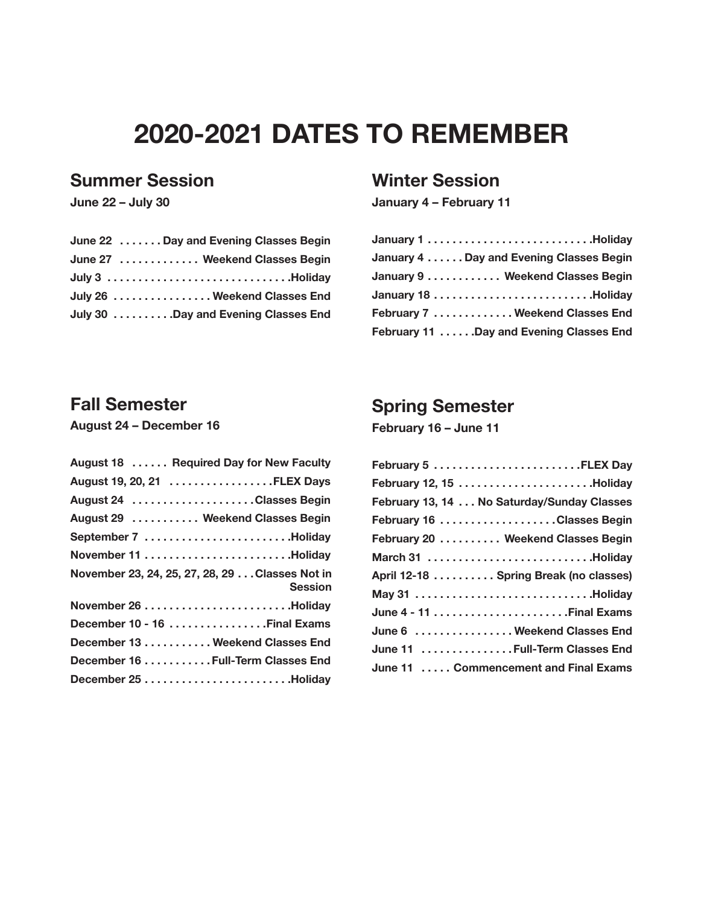# 2020-2021 DATES TO REMEMBER

## Summer Session

**June 22 – July 30**

| | |
|---|---|
| June 22 | Day and Evening Classes Begin |
| June 27 | Weekend Classes Begin |
| July 3 | Holiday |
| July 26 | Weekend Classes End |
| July 30 | Day and Evening Classes End |

## Winter Session

**January 4 – February 11**

| | |
|---|---|
| January 1 | Holiday |
| January 4 | Day and Evening Classes Begin |
| January 9 | Weekend Classes Begin |
| January 18 | Holiday |
| February 7 | Weekend Classes End |
| February 11 | Day and Evening Classes End |

## Fall Semester

**August 24 – December 16**

| | |
|---|---|
| August 18 | Required Day for New Faculty |
| August 19, 20, 21 | FLEX Days |
| August 24 | Classes Begin |
| August 29 | Weekend Classes Begin |
| September 7 | Holiday |
| November 11 | Holiday |
| November 23, 24, 25, 27, 28, 29 | Classes Not in Session |
| November 26 | Holiday |
| December 10 - 16 | Final Exams |
| December 13 | Weekend Classes End |
| December 16 | Full-Term Classes End |
| December 25 | Holiday |

## Spring Semester

**February 16 – June 11**

| | |
|---|---|
| February 5 | FLEX Day |
| February 12, 15 | Holiday |
| February 13, 14 | No Saturday/Sunday Classes |
| February 16 | Classes Begin |
| February 20 | Weekend Classes Begin |
| March 31 | Holiday |
| April 12-18 | Spring Break (no classes) |
| May 31 | Holiday |
| June 4 - 11 | Final Exams |
| June 6 | Weekend Classes End |
| June 11 | Full-Term Classes End |
| June 11 | Commencement and Final Exams |